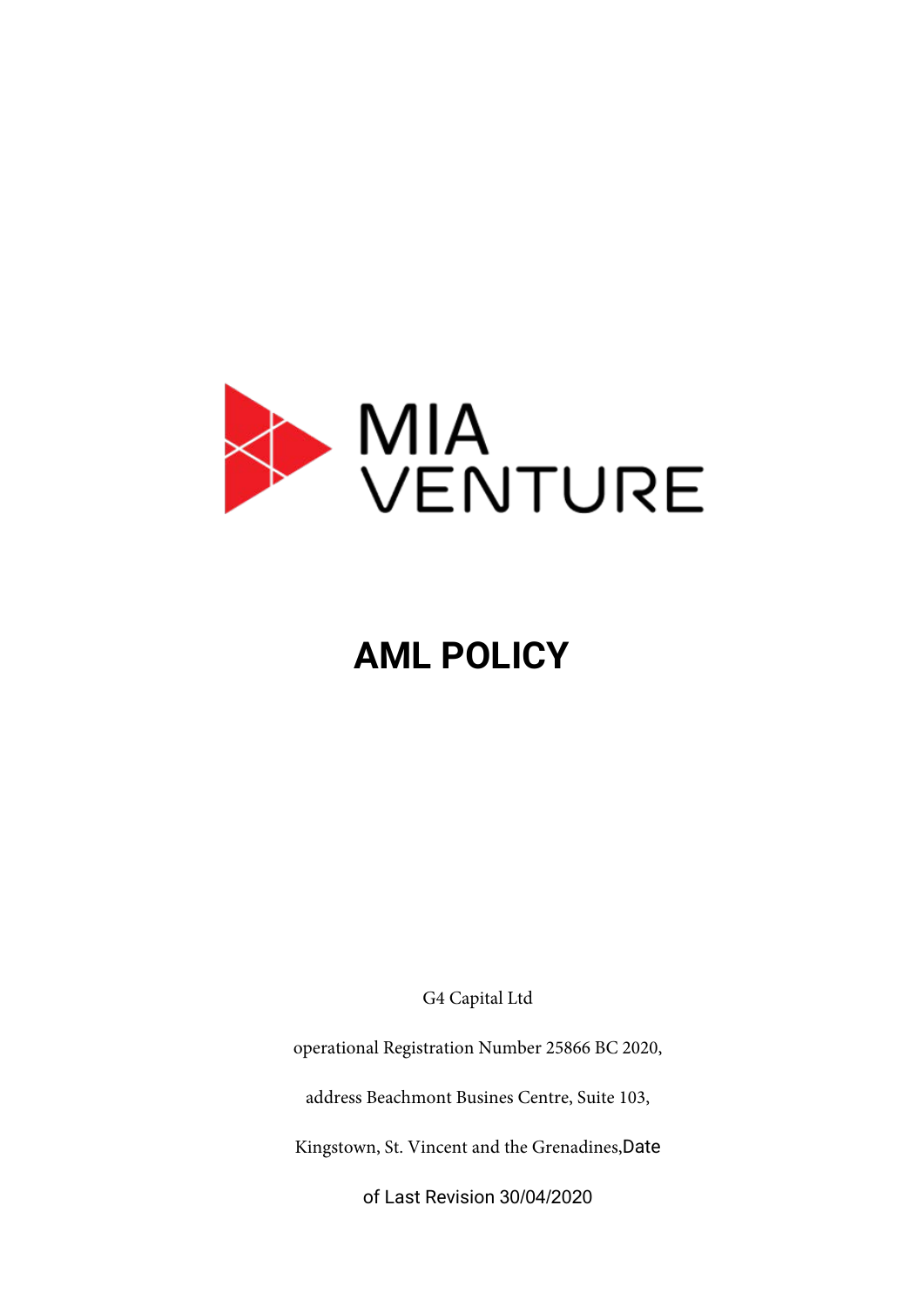MIA VENTURE

# AML POLICY

G4 Capital Ltd

operational Registration Number 25866 BC 2020,

address Beachmont Busines Centre, Suite 103,

Kingstown, St. Vincent and the Grenadines,Date

of Last Revision 30/04/2020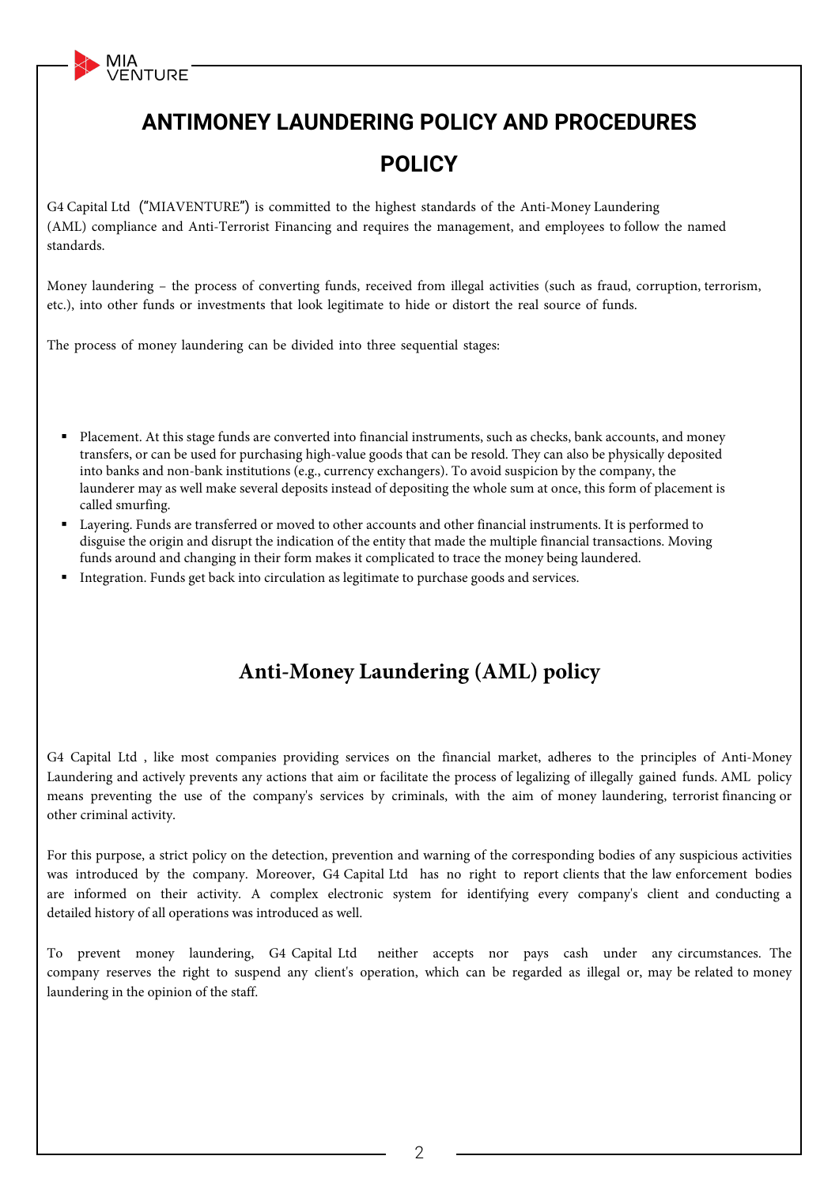# ANTIMONEY LAUNDERING POLICY AND PROCEDURES

# POLICY

G4 Capital Ltd（"MIAVENTURE"）is committed to the highest standards of the Anti-Money Laundering (AML) compliance and Anti-Terrorist Financing and requires the management, and employees to follow the named standards.

Money laundering – the process of converting funds, received from illegal activities (such as fraud, corruption, terrorism, etc.), into other funds or investments that look legitimate to hide or distort the real source of funds.

The process of money laundering can be divided into three sequential stages:

- Placement. At this stage funds are converted into financial instruments, such as checks, bank accounts, and money transfers, or can be used for purchasing high-value goods that can be resold. They can also be physically deposited into banks and non-bank institutions (e.g., currency exchangers). To avoid suspicion by the company, the launderer may as well make several deposits instead of depositing the whole sum at once, this form of placement is called smurfing.
- Layering. Funds are transferred or moved to other accounts and other financial instruments. It is performed to disguise the origin and disrupt the indication of the entity that made the multiple financial transactions. Moving funds around and changing in their form makes it complicated to trace the money being laundered.
- Integration. Funds get back into circulation as legitimate to purchase goods and services.

## Anti-Money Laundering (AML) policy

G4 Capital Ltd , like most companies providing services on the financial market, adheres to the principles of Anti-Money Laundering and actively prevents any actions that aim or facilitate the process of legalizing of illegally gained funds. AML policy means preventing the use of the company's services by criminals, with the aim of money laundering, terrorist financing or other criminal activity.

For this purpose, a strict policy on the detection, prevention and warning of the corresponding bodies of any suspicious activities was introduced by the company. Moreover, G4 Capital Ltd has no right to report clients that the law enforcement bodies are informed on their activity. A complex electronic system for identifying every company's client and conducting a detailed history of all operations was introduced as well.

To prevent money laundering, G4 Capital Ltd neither accepts nor pays cash under any circumstances. The company reserves the right to suspend any client's operation, which can be regarded as illegal or, may be related to money laundering in the opinion of the staff.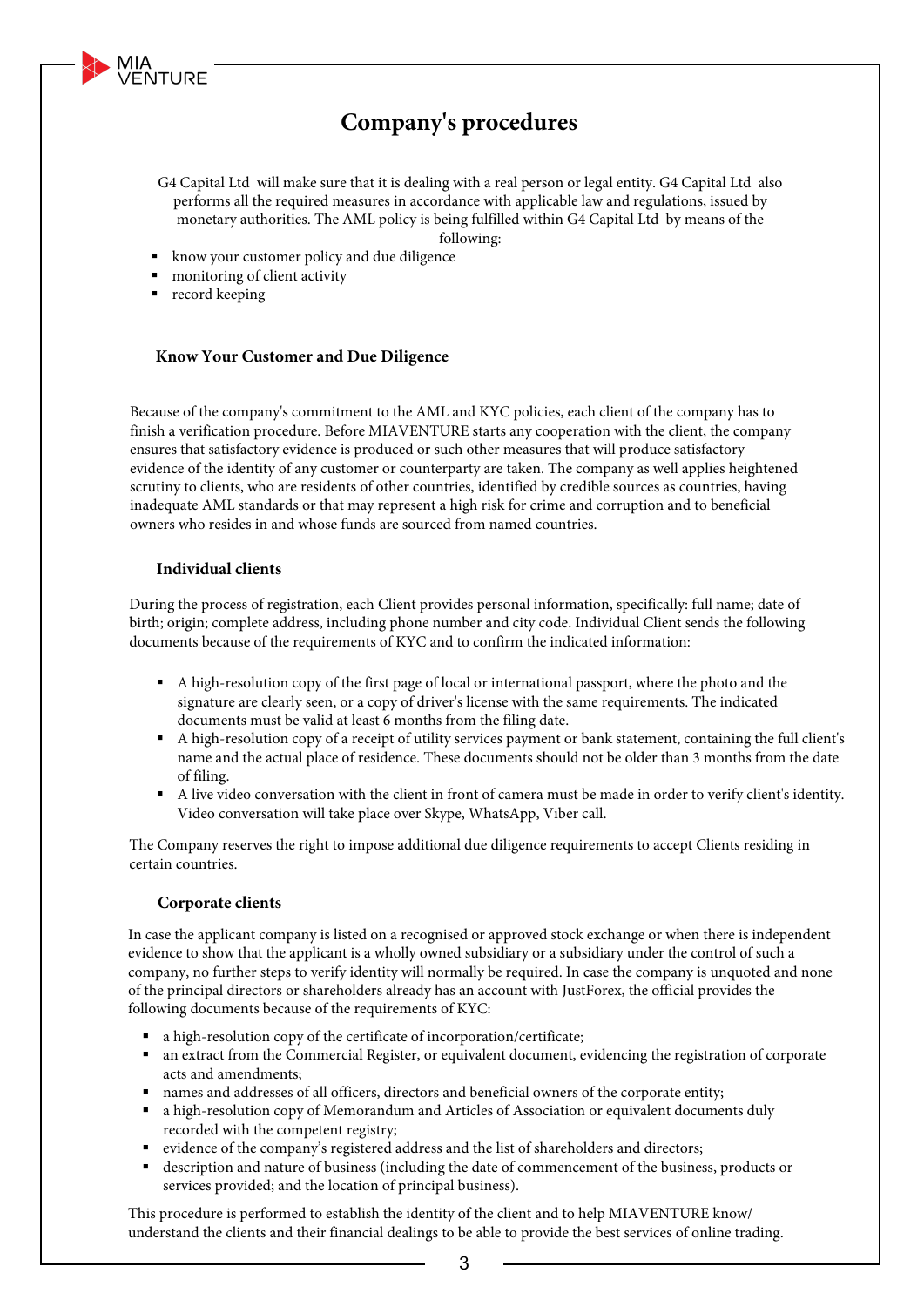# Company's procedures

G4 Capital Ltd will make sure that it is dealing with a real person or legal entity. G4 Capital Ltd also performs all the required measures in accordance with applicable law and regulations, issued by monetary authorities. The AML policy is being fulfilled within G4 Capital Ltd by means of the following:

- know your customer policy and due diligence
- monitoring of client activity
- record keeping

## Know Your Customer and Due Diligence

Because of the company's commitment to the AML and KYC policies, each client of the company has to finish a verification procedure. Before MIAVENTURE starts any cooperation with the client, the company ensures that satisfactory evidence is produced or such other measures that will produce satisfactory evidence of the identity of any customer or counterparty are taken. The company as well applies heightened scrutiny to clients, who are residents of other countries, identified by credible sources as countries, having inadequate AML standards or that may represent a high risk for crime and corruption and to beneficial owners who resides in and whose funds are sourced from named countries.

### Individual clients

During the process of registration, each Client provides personal information, specifically: full name; date of birth; origin; complete address, including phone number and city code. Individual Client sends the following documents because of the requirements of KYC and to confirm the indicated information:

- A high-resolution copy of the first page of local or international passport, where the photo and the signature are clearly seen, or a copy of driver's license with the same requirements. The indicated documents must be valid at least 6 months from the filing date.
- A high-resolution copy of a receipt of utility services payment or bank statement, containing the full client's name and the actual place of residence. These documents should not be older than 3 months from the date of filing.
- A live video conversation with the client in front of camera must be made in order to verify client's identity. Video conversation will take place over Skype, WhatsApp, Viber call.

The Company reserves the right to impose additional due diligence requirements to accept Clients residing in certain countries.

### Corporate clients

In case the applicant company is listed on a recognised or approved stock exchange or when there is independent evidence to show that the applicant is a wholly owned subsidiary or a subsidiary under the control of such a company, no further steps to verify identity will normally be required. In case the company is unquoted and none of the principal directors or shareholders already has an account with JustForex, the official provides the following documents because of the requirements of KYC:

- a high-resolution copy of the certificate of incorporation/certificate;
- an extract from the Commercial Register, or equivalent document, evidencing the registration of corporate acts and amendments;
- names and addresses of all officers, directors and beneficial owners of the corporate entity;
- a high-resolution copy of Memorandum and Articles of Association or equivalent documents duly recorded with the competent registry;
- evidence of the company's registered address and the list of shareholders and directors;
- description and nature of business (including the date of commencement of the business, products or services provided; and the location of principal business).

This procedure is performed to establish the identity of the client and to help MIAVENTURE know/ understand the clients and their financial dealings to be able to provide the best services of online trading.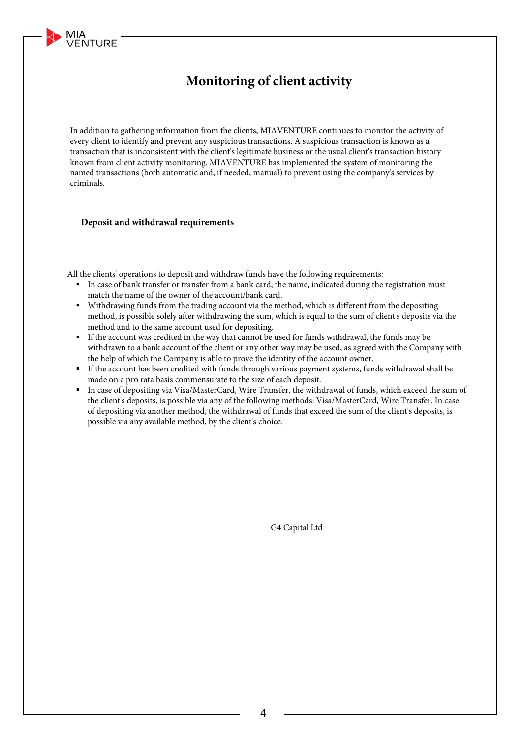# Monitoring of client activity

In addition to gathering information from the clients, MIAVENTURE continues to monitor the activity of every client to identify and prevent any suspicious transactions. A suspicious transaction is known as a transaction that is inconsistent with the client's legitimate business or the usual client's transaction history known from client activity monitoring. MIAVENTURE has implemented the system of monitoring the named transactions (both automatic and, if needed, manual) to prevent using the company's services by criminals.

## Deposit and withdrawal requirements

All the clients' operations to deposit and withdraw funds have the following requirements:

- In case of bank transfer or transfer from a bank card, the name, indicated during the registration must match the name of the owner of the account/bank card.
- Withdrawing funds from the trading account via the method, which is different from the depositing method, is possible solely after withdrawing the sum, which is equal to the sum of client's deposits via the method and to the same account used for depositing.
- If the account was credited in the way that cannot be used for funds withdrawal, the funds may be withdrawn to a bank account of the client or any other way may be used, as agreed with the Company with the help of which the Company is able to prove the identity of the account owner.
- If the account has been credited with funds through various payment systems, funds withdrawal shall be made on a pro rata basis commensurate to the size of each deposit.
- In case of depositing via Visa/MasterCard, Wire Transfer, the withdrawal of funds, which exceed the sum of the client's deposits, is possible via any of the following methods: Visa/MasterCard, Wire Transfer. In case of depositing via another method, the withdrawal of funds that exceed the sum of the client's deposits, is possible via any available method, by the client's choice.

G4 Capital Ltd